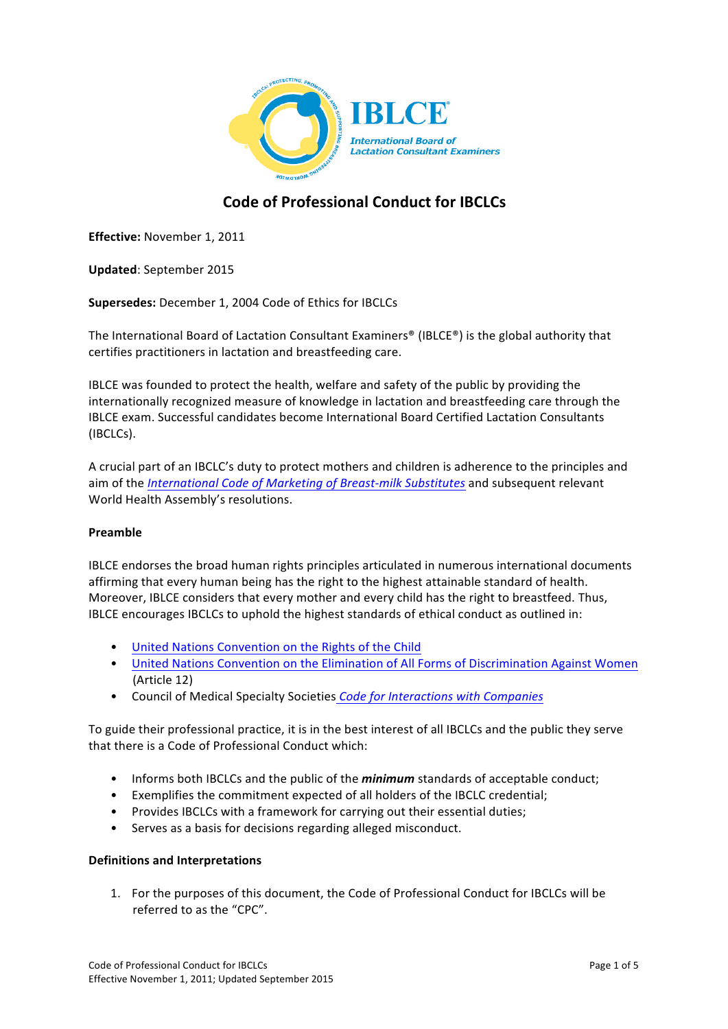# Code of Professional Conduct for IBCLCs

**Effective:** November 1, 2011

**Updated**: September 2015

**Supersedes:** December 1, 2004 Code of Ethics for IBCLCs

The International Board of Lactation Consultant Examiners® (IBCLCE®) is the global authority that certifies practitioners in lactation and breastfeeding care.

IBLCE was founded to protect the health, welfare and safety of the public by providing the internationally recognized measure of knowledge in lactation and breastfeeding care through the IBLCE exam. Successful candidates become International Board Certified Lactation Consultants (IBCLCs).

A crucial part of an IBCLC's duty to protect mothers and children is adherence to the principles and aim of the *International Code of Marketing of Breast-milk Substitutes* and subsequent relevant World Health Assembly's resolutions.

## Preamble

IBLCE endorses the broad human rights principles articulated in numerous international documents affirming that every human being has the right to the highest attainable standard of health. Moreover, IBLCE considers that every mother and every child has the right to breastfeed. Thus, IBLCE encourages IBCLCs to uphold the highest standards of ethical conduct as outlined in:

- United Nations Convention on the Rights of the Child
- United Nations Convention on the Elimination of All Forms of Discrimination Against Women (Article 12)
- Council of Medical Specialty Societies *Code for Interactions with Companies*

To guide their professional practice, it is in the best interest of all IBCLCs and the public they serve that there is a Code of Professional Conduct which:

- Informs both IBCLCs and the public of the ***minimum*** standards of acceptable conduct;
- Exemplifies the commitment expected of all holders of the IBCLC credential;
- Provides IBCLCs with a framework for carrying out their essential duties;
- Serves as a basis for decisions regarding alleged misconduct.

## Definitions and Interpretations

1. For the purposes of this document, the Code of Professional Conduct for IBCLCs will be referred to as the "CPC".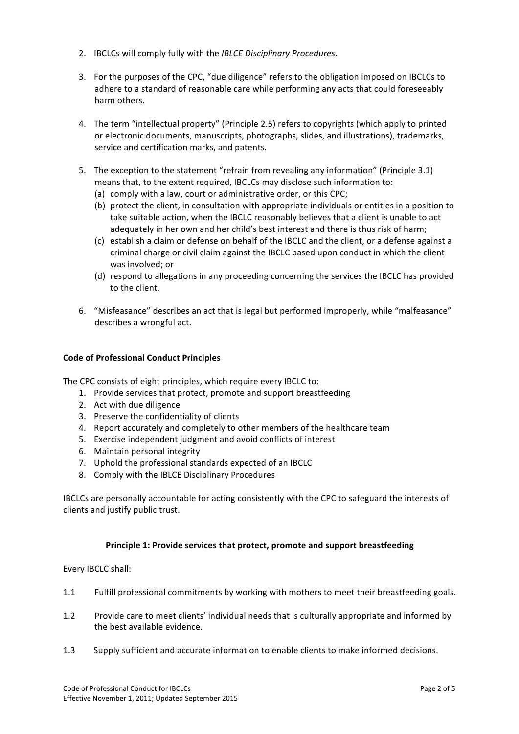2. IBCLCs will comply fully with the *IBLCE Disciplinary Procedures*.

3. For the purposes of the CPC, "due diligence" refers to the obligation imposed on IBCLCs to adhere to a standard of reasonable care while performing any acts that could foreseeably harm others.

4. The term "intellectual property" (Principle 2.5) refers to copyrights (which apply to printed or electronic documents, manuscripts, photographs, slides, and illustrations), trademarks, service and certification marks, and patents.

5. The exception to the statement "refrain from revealing any information" (Principle 3.1) means that, to the extent required, IBCLCs may disclose such information to:
   (a) comply with a law, court or administrative order, or this CPC;
   (b) protect the client, in consultation with appropriate individuals or entities in a position to take suitable action, when the IBCLC reasonably believes that a client is unable to act adequately in her own and her child's best interest and there is thus risk of harm;
   (c) establish a claim or defense on behalf of the IBCLC and the client, or a defense against a criminal charge or civil claim against the IBCLC based upon conduct in which the client was involved; or
   (d) respond to allegations in any proceeding concerning the services the IBCLC has provided to the client.

6. "Misfeasance" describes an act that is legal but performed improperly, while "malfeasance" describes a wrongful act.

**Code of Professional Conduct Principles**

The CPC consists of eight principles, which require every IBCLC to:

1. Provide services that protect, promote and support breastfeeding
2. Act with due diligence
3. Preserve the confidentiality of clients
4. Report accurately and completely to other members of the healthcare team
5. Exercise independent judgment and avoid conflicts of interest
6. Maintain personal integrity
7. Uphold the professional standards expected of an IBCLC
8. Comply with the IBLCE Disciplinary Procedures

IBCLCs are personally accountable for acting consistently with the CPC to safeguard the interests of clients and justify public trust.

**Principle 1: Provide services that protect, promote and support breastfeeding**

Every IBCLC shall:

1.1 Fulfill professional commitments by working with mothers to meet their breastfeeding goals.

1.2 Provide care to meet clients' individual needs that is culturally appropriate and informed by the best available evidence.

1.3 Supply sufficient and accurate information to enable clients to make informed decisions.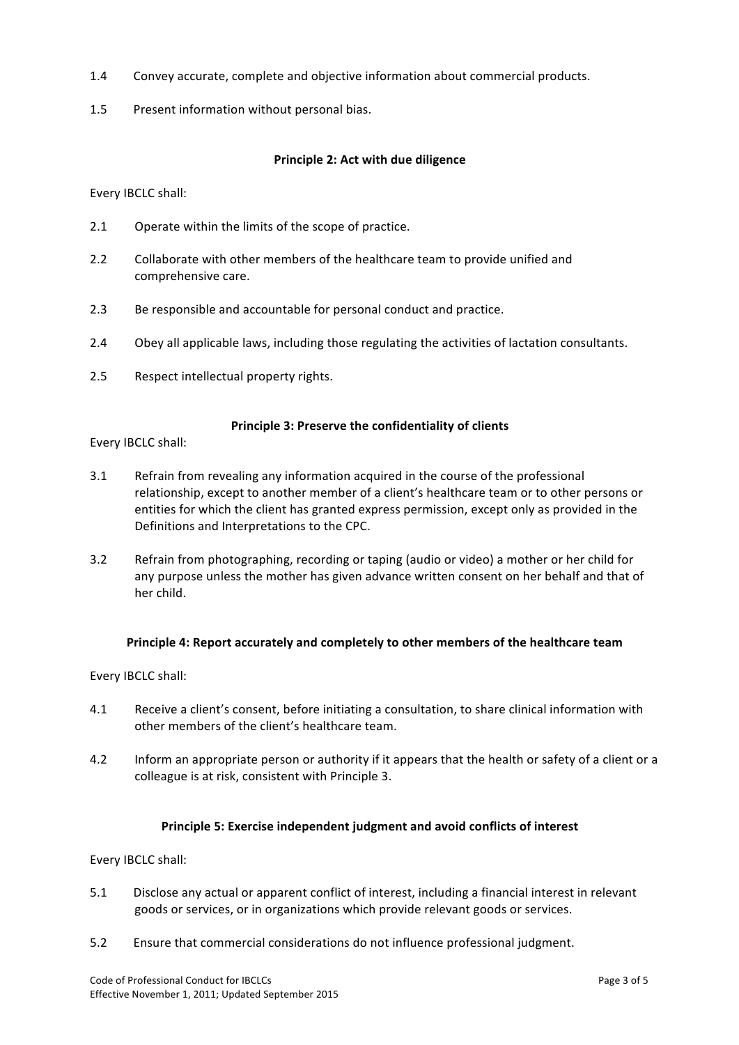1.4 Convey accurate, complete and objective information about commercial products.

1.5 Present information without personal bias.

**Principle 2: Act with due diligence**

Every IBCLC shall:

2.1 Operate within the limits of the scope of practice.

2.2 Collaborate with other members of the healthcare team to provide unified and comprehensive care.

2.3 Be responsible and accountable for personal conduct and practice.

2.4 Obey all applicable laws, including those regulating the activities of lactation consultants.

2.5 Respect intellectual property rights.

**Principle 3: Preserve the confidentiality of clients**

Every IBCLC shall:

3.1 Refrain from revealing any information acquired in the course of the professional relationship, except to another member of a client's healthcare team or to other persons or entities for which the client has granted express permission, except only as provided in the Definitions and Interpretations to the CPC.

3.2 Refrain from photographing, recording or taping (audio or video) a mother or her child for any purpose unless the mother has given advance written consent on her behalf and that of her child.

**Principle 4: Report accurately and completely to other members of the healthcare team**

Every IBCLC shall:

4.1 Receive a client's consent, before initiating a consultation, to share clinical information with other members of the client's healthcare team.

4.2 Inform an appropriate person or authority if it appears that the health or safety of a client or a colleague is at risk, consistent with Principle 3.

**Principle 5: Exercise independent judgment and avoid conflicts of interest**

Every IBCLC shall:

5.1 Disclose any actual or apparent conflict of interest, including a financial interest in relevant goods or services, or in organizations which provide relevant goods or services.

5.2 Ensure that commercial considerations do not influence professional judgment.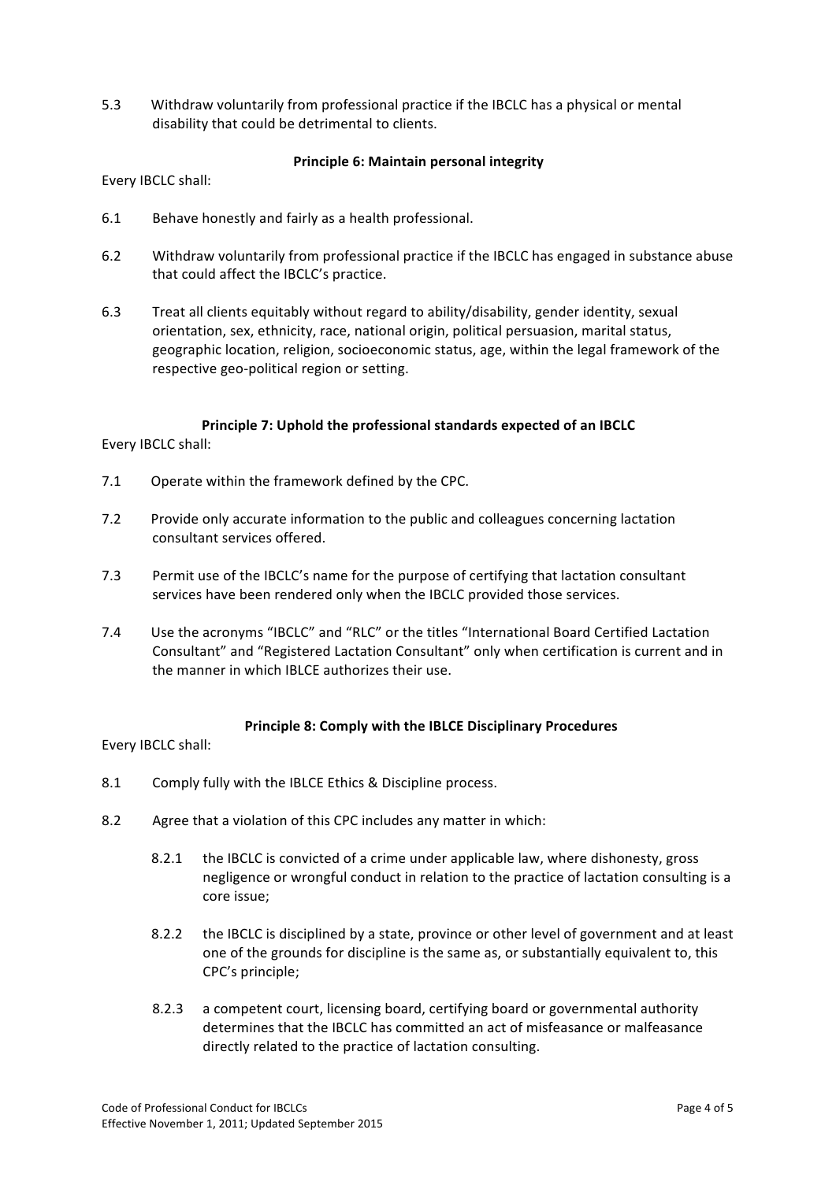5.3 Withdraw voluntarily from professional practice if the IBCLC has a physical or mental disability that could be detrimental to clients.

**Principle 6: Maintain personal integrity**

Every IBCLC shall:

6.1 Behave honestly and fairly as a health professional.

6.2 Withdraw voluntarily from professional practice if the IBCLC has engaged in substance abuse that could affect the IBCLC's practice.

6.3 Treat all clients equitably without regard to ability/disability, gender identity, sexual orientation, sex, ethnicity, race, national origin, political persuasion, marital status, geographic location, religion, socioeconomic status, age, within the legal framework of the respective geo-political region or setting.

**Principle 7: Uphold the professional standards expected of an IBCLC**

Every IBCLC shall:

7.1 Operate within the framework defined by the CPC.

7.2 Provide only accurate information to the public and colleagues concerning lactation consultant services offered.

7.3 Permit use of the IBCLC's name for the purpose of certifying that lactation consultant services have been rendered only when the IBCLC provided those services.

7.4 Use the acronyms "IBCLC" and "RLC" or the titles "International Board Certified Lactation Consultant" and "Registered Lactation Consultant" only when certification is current and in the manner in which IBLCE authorizes their use.

**Principle 8: Comply with the IBLCE Disciplinary Procedures**

Every IBCLC shall:

8.1 Comply fully with the IBLCE Ethics & Discipline process.

8.2 Agree that a violation of this CPC includes any matter in which:

8.2.1 the IBCLC is convicted of a crime under applicable law, where dishonesty, gross negligence or wrongful conduct in relation to the practice of lactation consulting is a core issue;

8.2.2 the IBCLC is disciplined by a state, province or other level of government and at least one of the grounds for discipline is the same as, or substantially equivalent to, this CPC's principle;

8.2.3 a competent court, licensing board, certifying board or governmental authority determines that the IBCLC has committed an act of misfeasance or malfeasance directly related to the practice of lactation consulting.